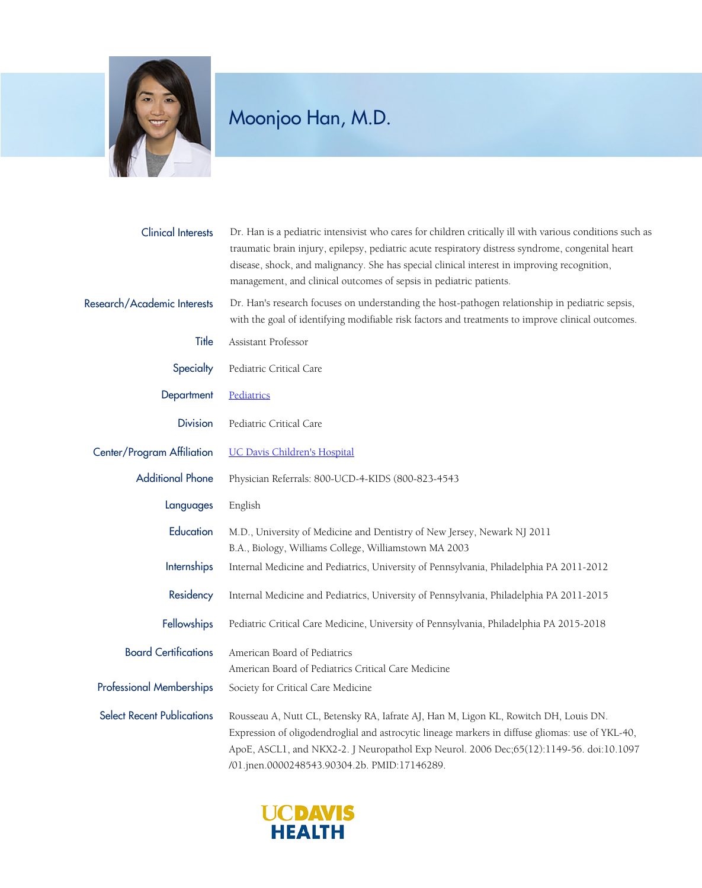# Moonjoo Han, M.D.

**Clinical Interests**
Dr. Han is a pediatric intensivist who cares for children critically ill with various conditions such as traumatic brain injury, epilepsy, pediatric acute respiratory distress syndrome, congenital heart disease, shock, and malignancy. She has special clinical interest in improving recognition, management, and clinical outcomes of sepsis in pediatric patients.

**Research/Academic Interests**
Dr. Han's research focuses on understanding the host-pathogen relationship in pediatric sepsis, with the goal of identifying modifiable risk factors and treatments to improve clinical outcomes.

**Title**
Assistant Professor

**Specialty**
Pediatric Critical Care

**Department**
Pediatrics

**Division**
Pediatric Critical Care

**Center/Program Affiliation**
UC Davis Children's Hospital

**Additional Phone**
Physician Referrals: 800-UCD-4-KIDS (800-823-4543

**Languages**
English

**Education**
M.D., University of Medicine and Dentistry of New Jersey, Newark NJ 2011
B.A., Biology, Williams College, Williamstown MA 2003

**Internships**
Internal Medicine and Pediatrics, University of Pennsylvania, Philadelphia PA 2011-2012

**Residency**
Internal Medicine and Pediatrics, University of Pennsylvania, Philadelphia PA 2011-2015

**Fellowships**
Pediatric Critical Care Medicine, University of Pennsylvania, Philadelphia PA 2015-2018

**Board Certifications**
American Board of Pediatrics
American Board of Pediatrics Critical Care Medicine

**Professional Memberships**
Society for Critical Care Medicine

**Select Recent Publications**
Rousseau A, Nutt CL, Betensky RA, Iafrate AJ, Han M, Ligon KL, Rowitch DH, Louis DN. Expression of oligodendroglial and astrocytic lineage markers in diffuse gliomas: use of YKL-40, ApoE, ASCL1, and NKX2-2. J Neuropathol Exp Neurol. 2006 Dec;65(12):1149-56. doi:10.1097/01.jnen.0000248543.90304.2b. PMID:17146289.

UC DAVIS HEALTH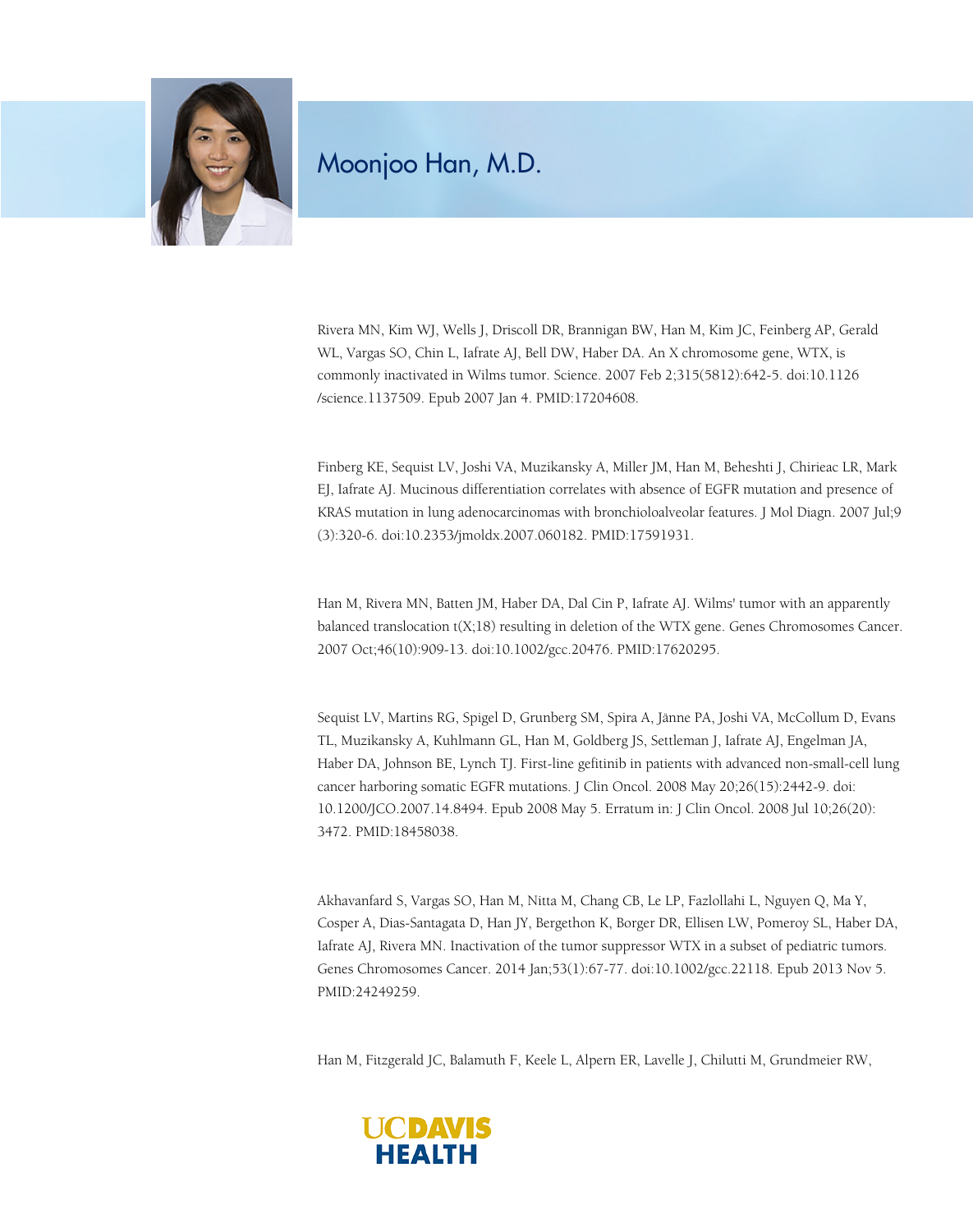# Moonjoo Han, M.D.

Rivera MN, Kim WJ, Wells J, Driscoll DR, Brannigan BW, Han M, Kim JC, Feinberg AP, Gerald WL, Vargas SO, Chin L, Iafrate AJ, Bell DW, Haber DA. An X chromosome gene, WTX, is commonly inactivated in Wilms tumor. Science. 2007 Feb 2;315(5812):642-5. doi:10.1126/science.1137509. Epub 2007 Jan 4. PMID:17204608.

Finberg KE, Sequist LV, Joshi VA, Muzikansky A, Miller JM, Han M, Beheshti J, Chirieac LR, Mark EJ, Iafrate AJ. Mucinous differentiation correlates with absence of EGFR mutation and presence of KRAS mutation in lung adenocarcinomas with bronchioloalveolar features. J Mol Diagn. 2007 Jul;9(3):320-6. doi:10.2353/jmoldx.2007.060182. PMID:17591931.

Han M, Rivera MN, Batten JM, Haber DA, Dal Cin P, Iafrate AJ. Wilms' tumor with an apparently balanced translocation t(X;18) resulting in deletion of the WTX gene. Genes Chromosomes Cancer. 2007 Oct;46(10):909-13. doi:10.1002/gcc.20476. PMID:17620295.

Sequist LV, Martins RG, Spigel D, Grunberg SM, Spira A, Jänne PA, Joshi VA, McCollum D, Evans TL, Muzikansky A, Kuhlmann GL, Han M, Goldberg JS, Settleman J, Iafrate AJ, Engelman JA, Haber DA, Johnson BE, Lynch TJ. First-line gefitinib in patients with advanced non-small-cell lung cancer harboring somatic EGFR mutations. J Clin Oncol. 2008 May 20;26(15):2442-9. doi:10.1200/JCO.2007.14.8494. Epub 2008 May 5. Erratum in: J Clin Oncol. 2008 Jul 10;26(20):3472. PMID:18458038.

Akhavanfard S, Vargas SO, Han M, Nitta M, Chang CB, Le LP, Fazlollahi L, Nguyen Q, Ma Y, Cosper A, Dias-Santagata D, Han JY, Bergethon K, Borger DR, Ellisen LW, Pomeroy SL, Haber DA, Iafrate AJ, Rivera MN. Inactivation of the tumor suppressor WTX in a subset of pediatric tumors. Genes Chromosomes Cancer. 2014 Jan;53(1):67-77. doi:10.1002/gcc.22118. Epub 2013 Nov 5. PMID:24249259.

Han M, Fitzgerald JC, Balamuth F, Keele L, Alpern ER, Lavelle J, Chilutti M, Grundmeier RW,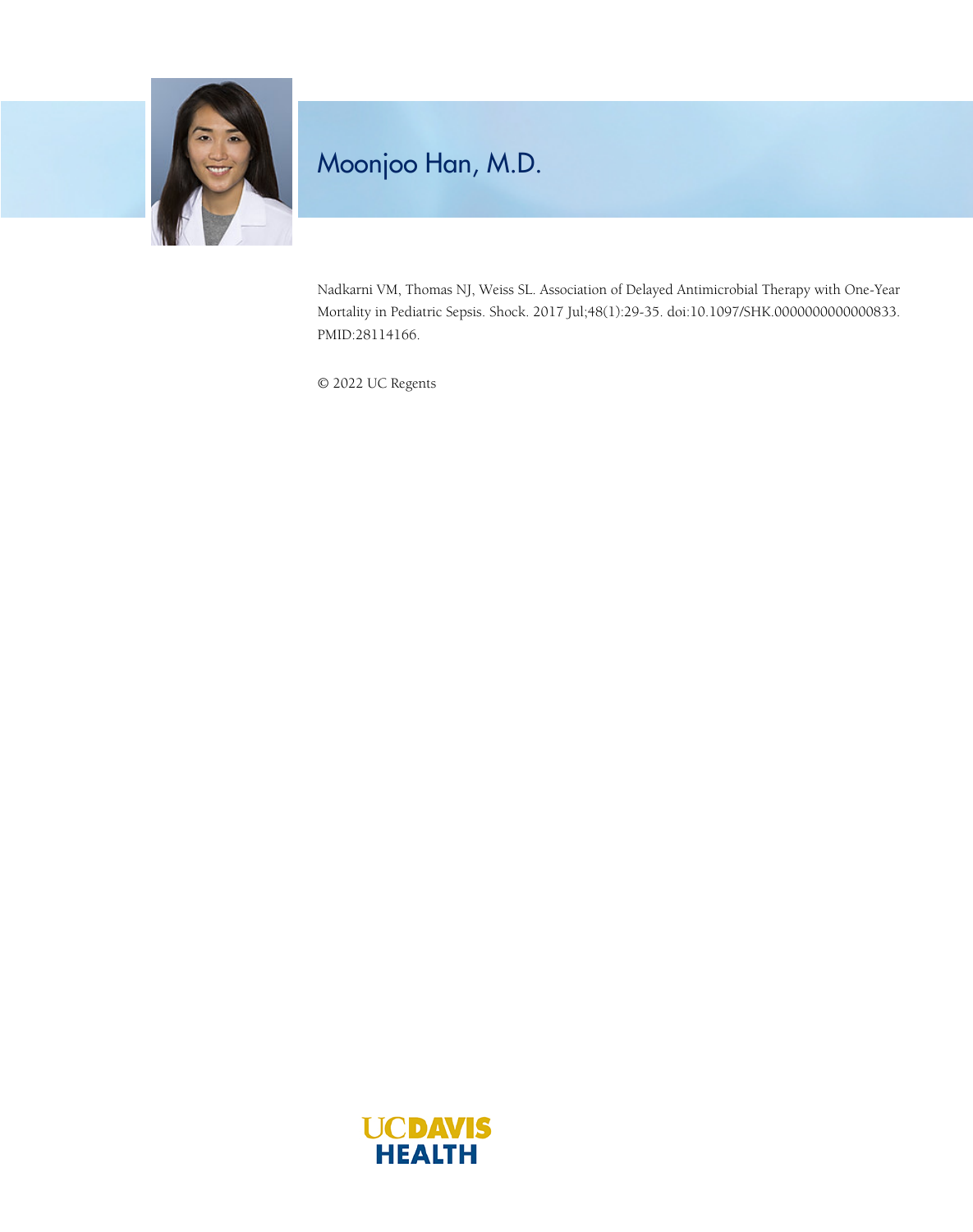# Moonjoo Han, M.D.

Nadkarni VM, Thomas NJ, Weiss SL. Association of Delayed Antimicrobial Therapy with One-Year Mortality in Pediatric Sepsis. Shock. 2017 Jul;48(1):29-35. doi:10.1097/SHK.0000000000000833. PMID:28114166.

© 2022 UC Regents

UCDAVIS HEALTH